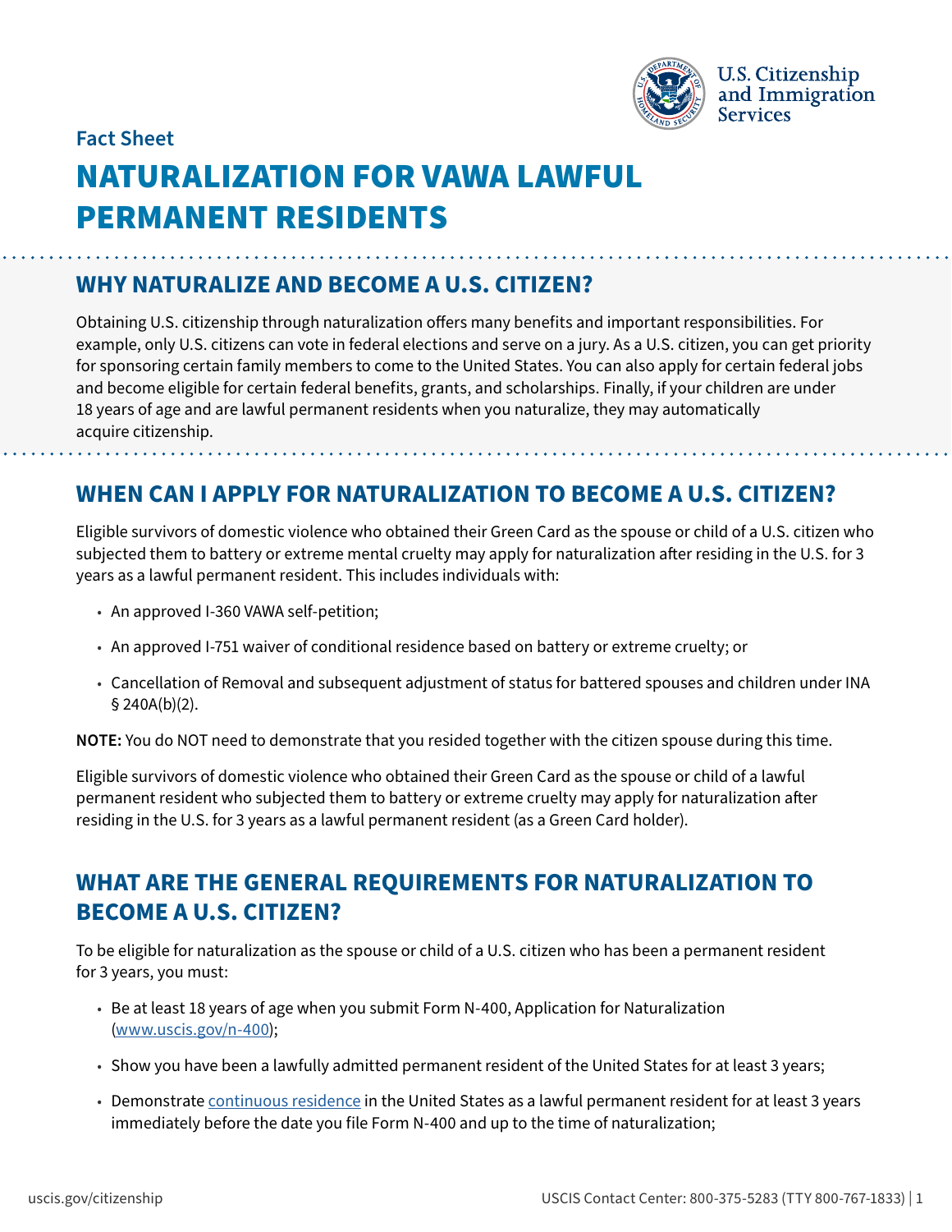Fact Sheet

# NATURALIZATION FOR VAWA LAWFUL PERMANENT RESIDENTS

## WHY NATURALIZE AND BECOME A U.S. CITIZEN?

Obtaining U.S. citizenship through naturalization offers many benefits and important responsibilities. For example, only U.S. citizens can vote in federal elections and serve on a jury. As a U.S. citizen, you can get priority for sponsoring certain family members to come to the United States. You can also apply for certain federal jobs and become eligible for certain federal benefits, grants, and scholarships. Finally, if your children are under 18 years of age and are lawful permanent residents when you naturalize, they may automatically acquire citizenship.

## WHEN CAN I APPLY FOR NATURALIZATION TO BECOME A U.S. CITIZEN?

Eligible survivors of domestic violence who obtained their Green Card as the spouse or child of a U.S. citizen who subjected them to battery or extreme mental cruelty may apply for naturalization after residing in the U.S. for 3 years as a lawful permanent resident. This includes individuals with:

- An approved I-360 VAWA self-petition;
- An approved I-751 waiver of conditional residence based on battery or extreme cruelty; or
- Cancellation of Removal and subsequent adjustment of status for battered spouses and children under INA § 240A(b)(2).

**NOTE:** You do NOT need to demonstrate that you resided together with the citizen spouse during this time.

Eligible survivors of domestic violence who obtained their Green Card as the spouse or child of a lawful permanent resident who subjected them to battery or extreme cruelty may apply for naturalization after residing in the U.S. for 3 years as a lawful permanent resident (as a Green Card holder).

## WHAT ARE THE GENERAL REQUIREMENTS FOR NATURALIZATION TO BECOME A U.S. CITIZEN?

To be eligible for naturalization as the spouse or child of a U.S. citizen who has been a permanent resident for 3 years, you must:

- Be at least 18 years of age when you submit Form N-400, Application for Naturalization (www.uscis.gov/n-400);
- Show you have been a lawfully admitted permanent resident of the United States for at least 3 years;
- Demonstrate continuous residence in the United States as a lawful permanent resident for at least 3 years immediately before the date you file Form N-400 and up to the time of naturalization;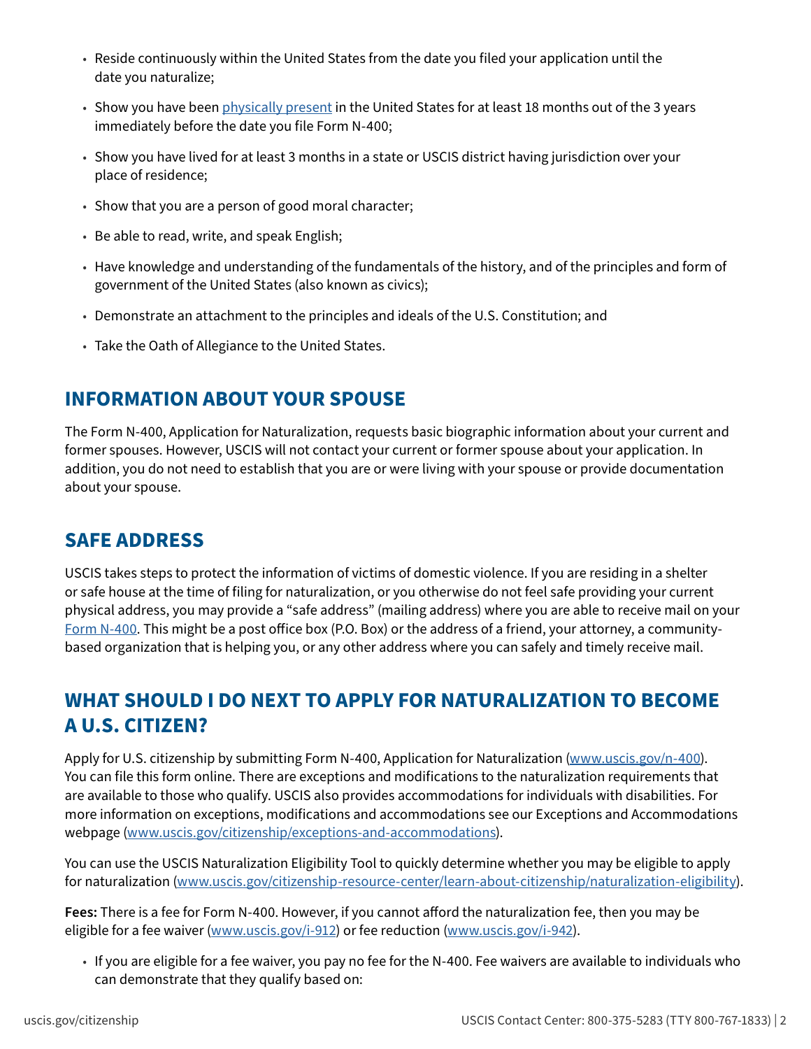- Reside continuously within the United States from the date you filed your application until the date you naturalize;
- Show you have been [physically present](#) in the United States for at least 18 months out of the 3 years immediately before the date you file Form N-400;
- Show you have lived for at least 3 months in a state or USCIS district having jurisdiction over your place of residence;
- Show that you are a person of good moral character;
- Be able to read, write, and speak English;
- Have knowledge and understanding of the fundamentals of the history, and of the principles and form of government of the United States (also known as civics);
- Demonstrate an attachment to the principles and ideals of the U.S. Constitution; and
- Take the Oath of Allegiance to the United States.

## INFORMATION ABOUT YOUR SPOUSE

The Form N-400, Application for Naturalization, requests basic biographic information about your current and former spouses. However, USCIS will not contact your current or former spouse about your application. In addition, you do not need to establish that you are or were living with your spouse or provide documentation about your spouse.

## SAFE ADDRESS

USCIS takes steps to protect the information of victims of domestic violence. If you are residing in a shelter or safe house at the time of filing for naturalization, or you otherwise do not feel safe providing your current physical address, you may provide a "safe address" (mailing address) where you are able to receive mail on your Form N-400. This might be a post office box (P.O. Box) or the address of a friend, your attorney, a community-based organization that is helping you, or any other address where you can safely and timely receive mail.

## WHAT SHOULD I DO NEXT TO APPLY FOR NATURALIZATION TO BECOME A U.S. CITIZEN?

Apply for U.S. citizenship by submitting Form N-400, Application for Naturalization (www.uscis.gov/n-400). You can file this form online. There are exceptions and modifications to the naturalization requirements that are available to those who qualify. USCIS also provides accommodations for individuals with disabilities. For more information on exceptions, modifications and accommodations see our Exceptions and Accommodations webpage (www.uscis.gov/citizenship/exceptions-and-accommodations).

You can use the USCIS Naturalization Eligibility Tool to quickly determine whether you may be eligible to apply for naturalization (www.uscis.gov/citizenship-resource-center/learn-about-citizenship/naturalization-eligibility).

**Fees:** There is a fee for Form N-400. However, if you cannot afford the naturalization fee, then you may be eligible for a fee waiver (www.uscis.gov/i-912) or fee reduction (www.uscis.gov/i-942).

- If you are eligible for a fee waiver, you pay no fee for the N-400. Fee waivers are available to individuals who can demonstrate that they qualify based on: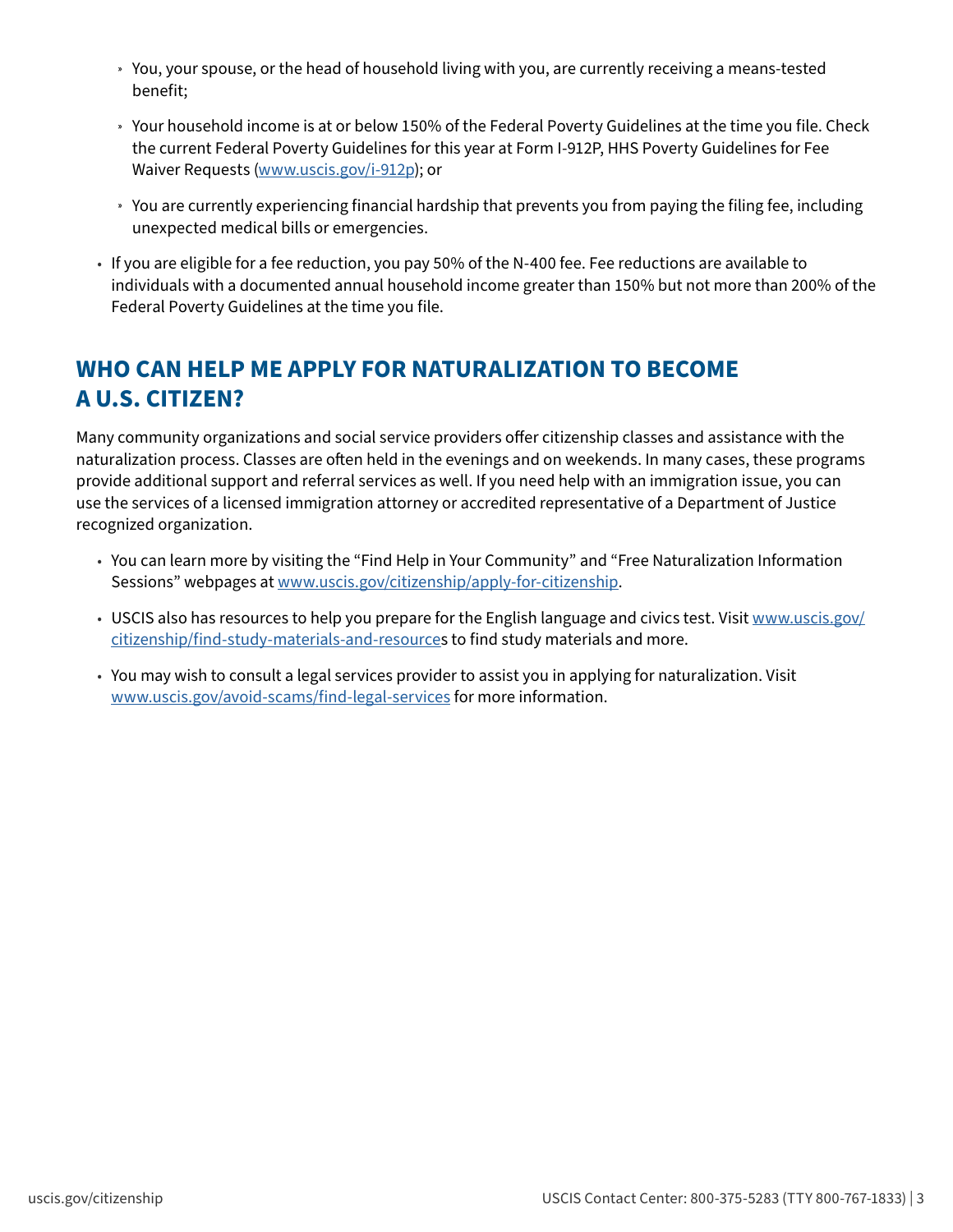- You, your spouse, or the head of household living with you, are currently receiving a means-tested benefit;
    - Your household income is at or below 150% of the Federal Poverty Guidelines at the time you file. Check the current Federal Poverty Guidelines for this year at Form I-912P, HHS Poverty Guidelines for Fee Waiver Requests (www.uscis.gov/i-912p); or
    - You are currently experiencing financial hardship that prevents you from paying the filing fee, including unexpected medical bills or emergencies.

- If you are eligible for a fee reduction, you pay 50% of the N-400 fee. Fee reductions are available to individuals with a documented annual household income greater than 150% but not more than 200% of the Federal Poverty Guidelines at the time you file.

## WHO CAN HELP ME APPLY FOR NATURALIZATION TO BECOME A U.S. CITIZEN?

Many community organizations and social service providers offer citizenship classes and assistance with the naturalization process. Classes are often held in the evenings and on weekends. In many cases, these programs provide additional support and referral services as well. If you need help with an immigration issue, you can use the services of a licensed immigration attorney or accredited representative of a Department of Justice recognized organization.

- You can learn more by visiting the "Find Help in Your Community" and "Free Naturalization Information Sessions" webpages at www.uscis.gov/citizenship/apply-for-citizenship.
- USCIS also has resources to help you prepare for the English language and civics test. Visit www.uscis.gov/citizenship/find-study-materials-and-resources to find study materials and more.
- You may wish to consult a legal services provider to assist you in applying for naturalization. Visit www.uscis.gov/avoid-scams/find-legal-services for more information.